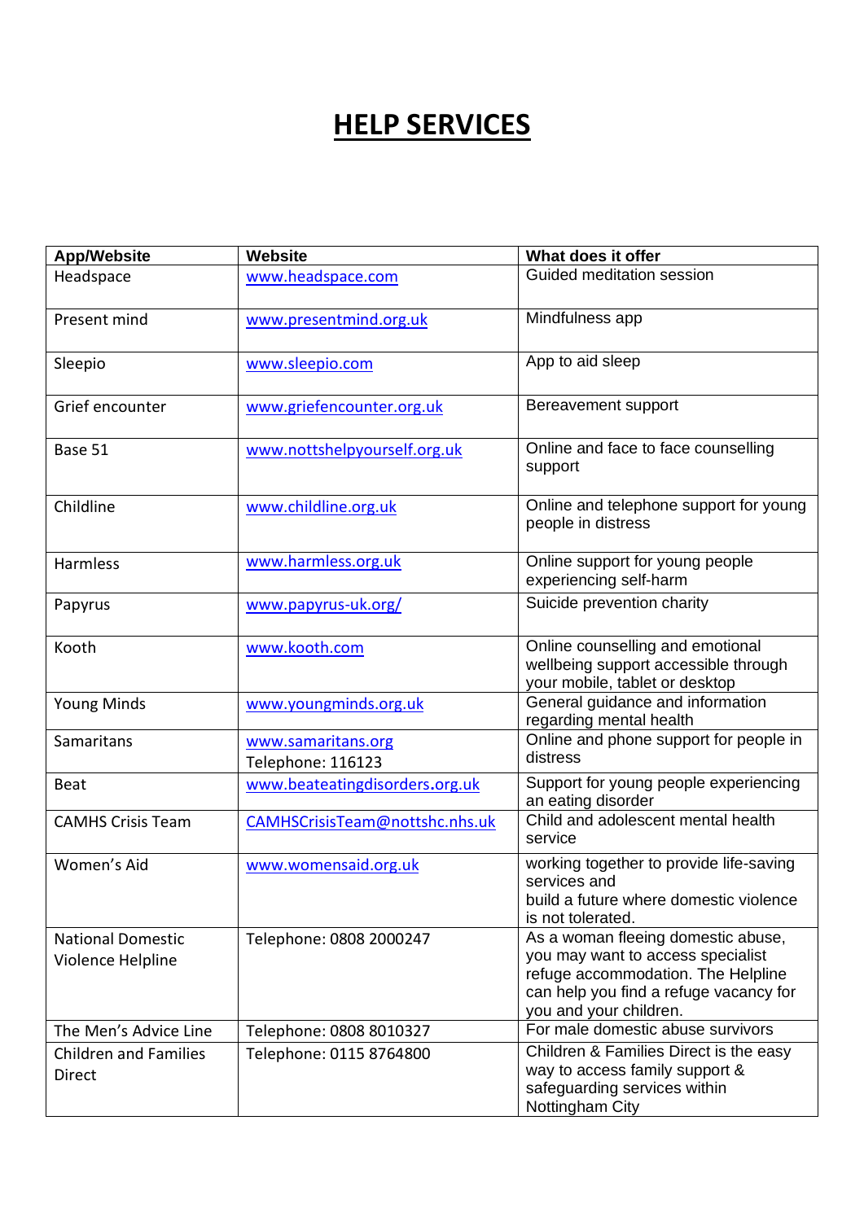# HELP SERVICES

| App/Website | Website | What does it offer |
|---|---|---|
| Headspace | www.headspace.com | Guided meditation session |
| Present mind | www.presentmind.org.uk | Mindfulness app |
| Sleepio | www.sleepio.com | App to aid sleep |
| Grief encounter | www.griefencounter.org.uk | Bereavement support |
| Base 51 | www.nottshelpyourself.org.uk | Online and face to face counselling support |
| Childline | www.childline.org.uk | Online and telephone support for young people in distress |
| Harmless | www.harmless.org.uk | Online support for young people experiencing self-harm |
| Papyrus | www.papyrus-uk.org/ | Suicide prevention charity |
| Kooth | www.kooth.com | Online counselling and emotional wellbeing support accessible through your mobile, tablet or desktop |
| Young Minds | www.youngminds.org.uk | General guidance and information regarding mental health |
| Samaritans | www.samaritans.org<br>Telephone: 116123 | Online and phone support for people in distress |
| Beat | www.beateatingdisorders.org.uk | Support for young people experiencing an eating disorder |
| CAMHS Crisis Team | CAMHSCrisisTeam@nottshc.nhs.uk | Child and adolescent mental health service |
| Women's Aid | www.womensaid.org.uk | working together to provide life-saving services and build a future where domestic violence is not tolerated. |
| National Domestic Violence Helpline | Telephone: 0808 2000247 | As a woman fleeing domestic abuse, you may want to access specialist refuge accommodation. The Helpline can help you find a refuge vacancy for you and your children. |
| The Men's Advice Line | Telephone: 0808 8010327 | For male domestic abuse survivors |
| Children and Families Direct | Telephone: 0115 8764800 | Children & Families Direct is the easy way to access family support & safeguarding services within Nottingham City |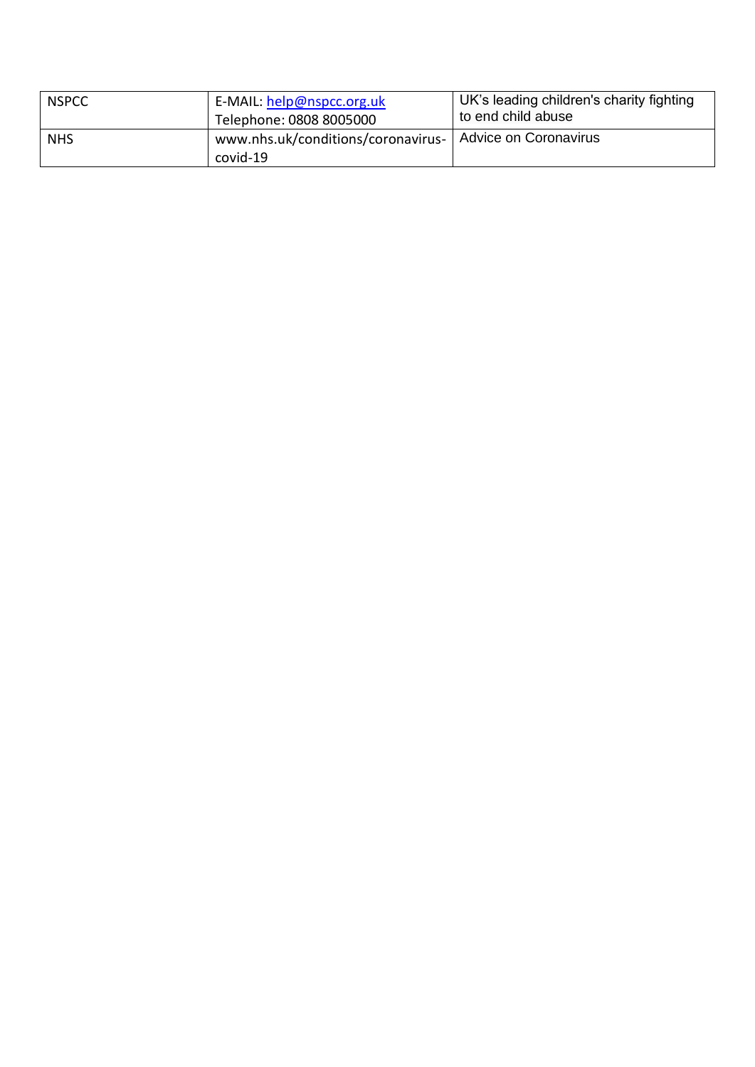| | | |
|---|---|---|
| NSPCC | E-MAIL: help@nspcc.org.uk<br>Telephone: 0808 8005000 | UK's leading children's charity fighting to end child abuse |
| NHS | www.nhs.uk/conditions/coronavirus-covid-19 | Advice on Coronavirus |